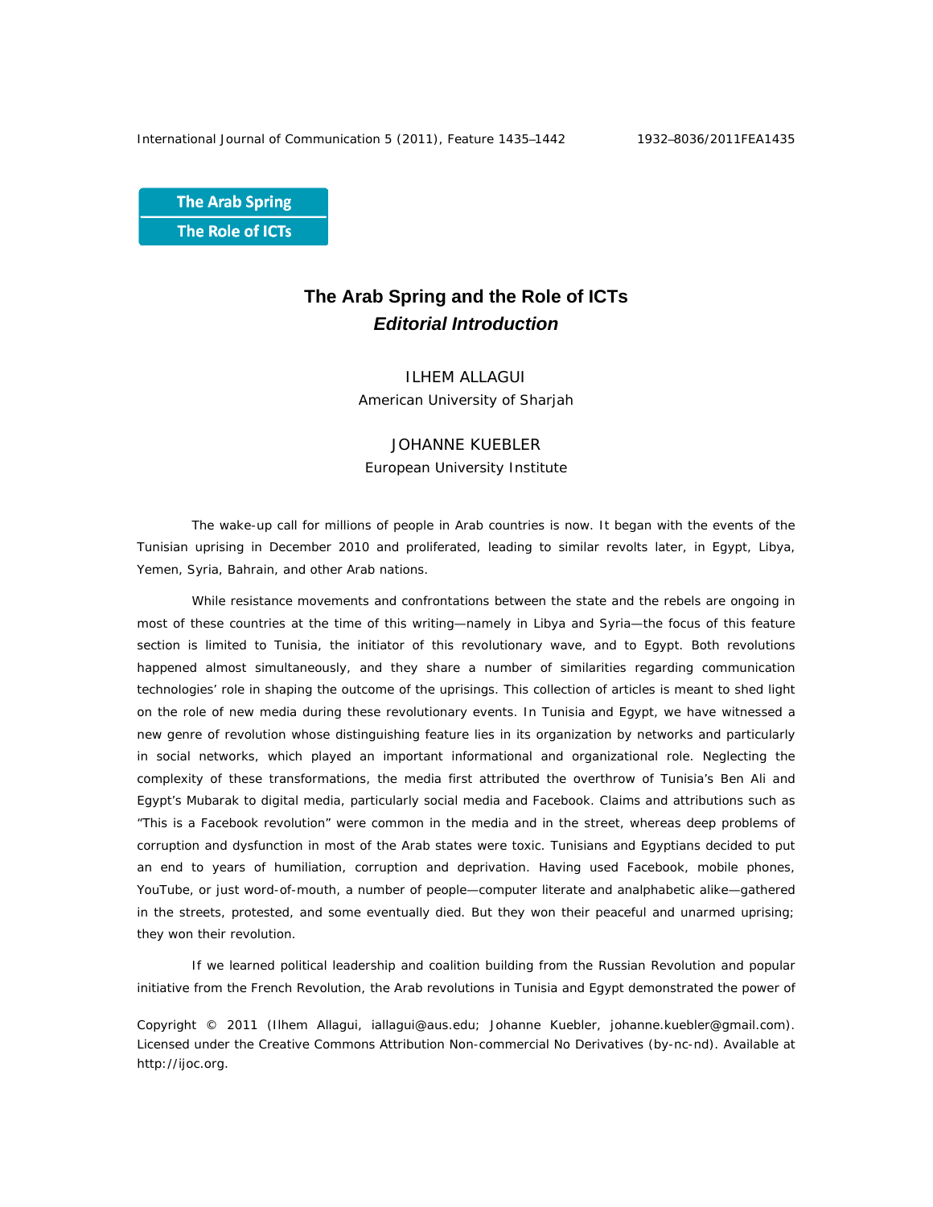The Arab Spring
The Role of ICTs

# The Arab Spring and the Role of ICTs

## *Editorial Introduction*

ILHEM ALLAGUI

American University of Sharjah

JOHANNE KUEBLER

European University Institute

The wake-up call for millions of people in Arab countries is now. It began with the events of the Tunisian uprising in December 2010 and proliferated, leading to similar revolts later, in Egypt, Libya, Yemen, Syria, Bahrain, and other Arab nations.

While resistance movements and confrontations between the state and the rebels are ongoing in most of these countries at the time of this writing—namely in Libya and Syria—the focus of this feature section is limited to Tunisia, the initiator of this revolutionary wave, and to Egypt. Both revolutions happened almost simultaneously, and they share a number of similarities regarding communication technologies' role in shaping the outcome of the uprisings. This collection of articles is meant to shed light on the role of new media during these revolutionary events. In Tunisia and Egypt, we have witnessed a new genre of revolution whose distinguishing feature lies in its organization by networks and particularly in social networks, which played an important informational and organizational role. Neglecting the complexity of these transformations, the media first attributed the overthrow of Tunisia's Ben Ali and Egypt's Mubarak to digital media, particularly social media and Facebook. Claims and attributions such as "This is a Facebook revolution" were common in the media and in the street, whereas deep problems of corruption and dysfunction in most of the Arab states were toxic. Tunisians and Egyptians decided to put an end to years of humiliation, corruption and deprivation. Having used Facebook, mobile phones, YouTube, or just word-of-mouth, a number of people—computer literate and analphabetic alike—gathered in the streets, protested, and some eventually died. But they won their peaceful and unarmed uprising; they won their revolution.

If we learned political leadership and coalition building from the Russian Revolution and popular initiative from the French Revolution, the Arab revolutions in Tunisia and Egypt demonstrated the power of

Copyright © 2011 (Ilhem Allagui, iallagui@aus.edu; Johanne Kuebler, johanne.kuebler@gmail.com). Licensed under the Creative Commons Attribution Non-commercial No Derivatives (by-nc-nd). Available at http://ijoc.org.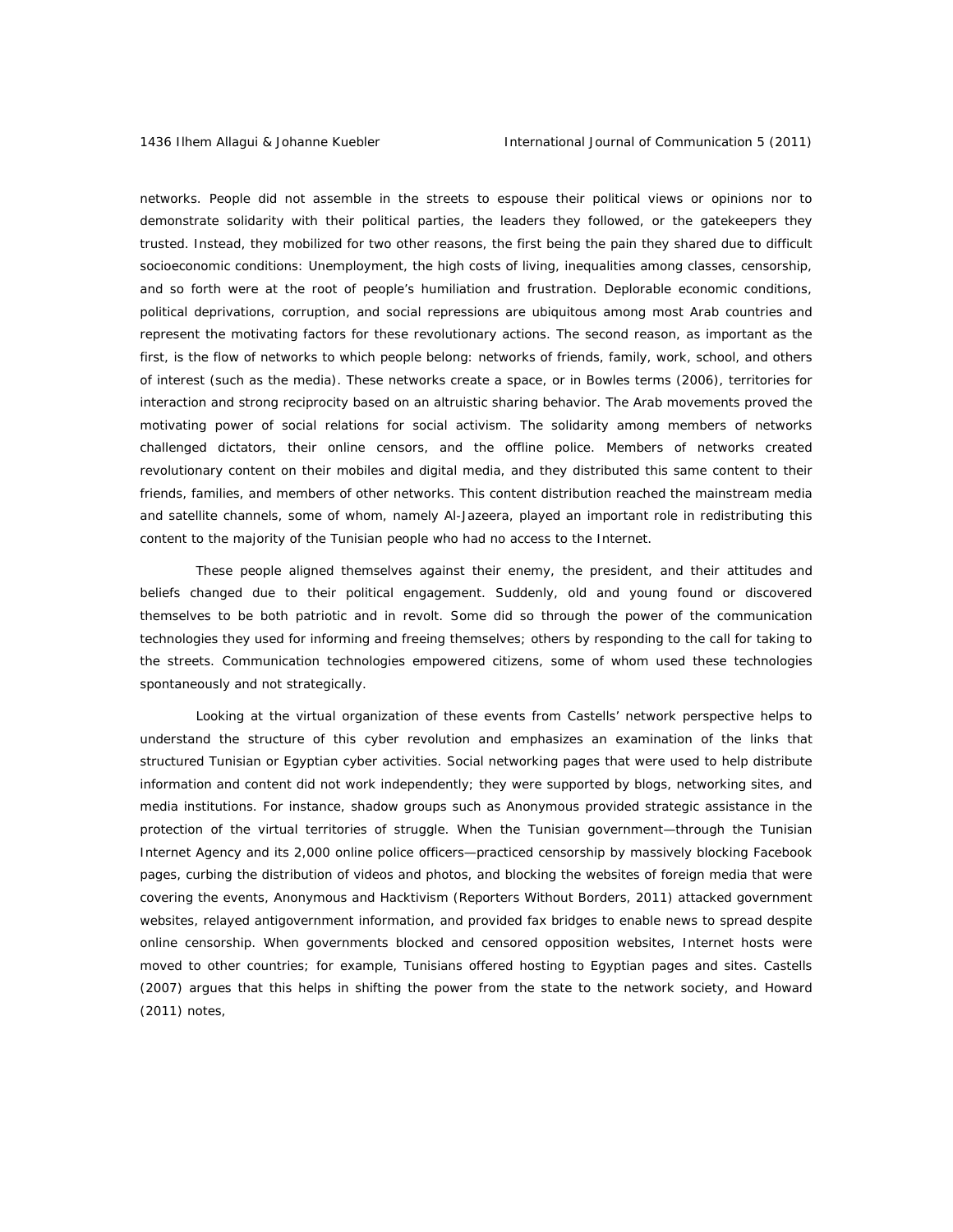networks. People did not assemble in the streets to espouse their political views or opinions nor to demonstrate solidarity with their political parties, the leaders they followed, or the gatekeepers they trusted. Instead, they mobilized for two other reasons, the first being the pain they shared due to difficult socioeconomic conditions: Unemployment, the high costs of living, inequalities among classes, censorship, and so forth were at the root of people's humiliation and frustration. Deplorable economic conditions, political deprivations, corruption, and social repressions are ubiquitous among most Arab countries and represent the motivating factors for these revolutionary actions. The second reason, as important as the first, is the flow of networks to which people belong: networks of friends, family, work, school, and others of interest (such as the media). These networks create a space, or in Bowles terms (2006), territories for interaction and strong reciprocity based on an altruistic sharing behavior. The Arab movements proved the motivating power of social relations for social activism. The solidarity among members of networks challenged dictators, their online censors, and the offline police. Members of networks created revolutionary content on their mobiles and digital media, and they distributed this same content to their friends, families, and members of other networks. This content distribution reached the mainstream media and satellite channels, some of whom, namely Al-Jazeera, played an important role in redistributing this content to the majority of the Tunisian people who had no access to the Internet.

These people aligned themselves against their enemy, the president, and their attitudes and beliefs changed due to their political engagement. Suddenly, old and young found or discovered themselves to be both patriotic and in revolt. Some did so through the power of the communication technologies they used for informing and freeing themselves; others by responding to the call for taking to the streets. Communication technologies empowered citizens, some of whom used these technologies spontaneously and not strategically.

Looking at the virtual organization of these events from Castells' network perspective helps to understand the structure of this cyber revolution and emphasizes an examination of the links that structured Tunisian or Egyptian cyber activities. Social networking pages that were used to help distribute information and content did not work independently; they were supported by blogs, networking sites, and media institutions. For instance, shadow groups such as Anonymous provided strategic assistance in the protection of the virtual territories of struggle. When the Tunisian government—through the Tunisian Internet Agency and its 2,000 online police officers—practiced censorship by massively blocking Facebook pages, curbing the distribution of videos and photos, and blocking the websites of foreign media that were covering the events, Anonymous and Hacktivism (Reporters Without Borders, 2011) attacked government websites, relayed antigovernment information, and provided fax bridges to enable news to spread despite online censorship. When governments blocked and censored opposition websites, Internet hosts were moved to other countries; for example, Tunisians offered hosting to Egyptian pages and sites. Castells (2007) argues that this helps in shifting the power from the state to the network society, and Howard (2011) notes,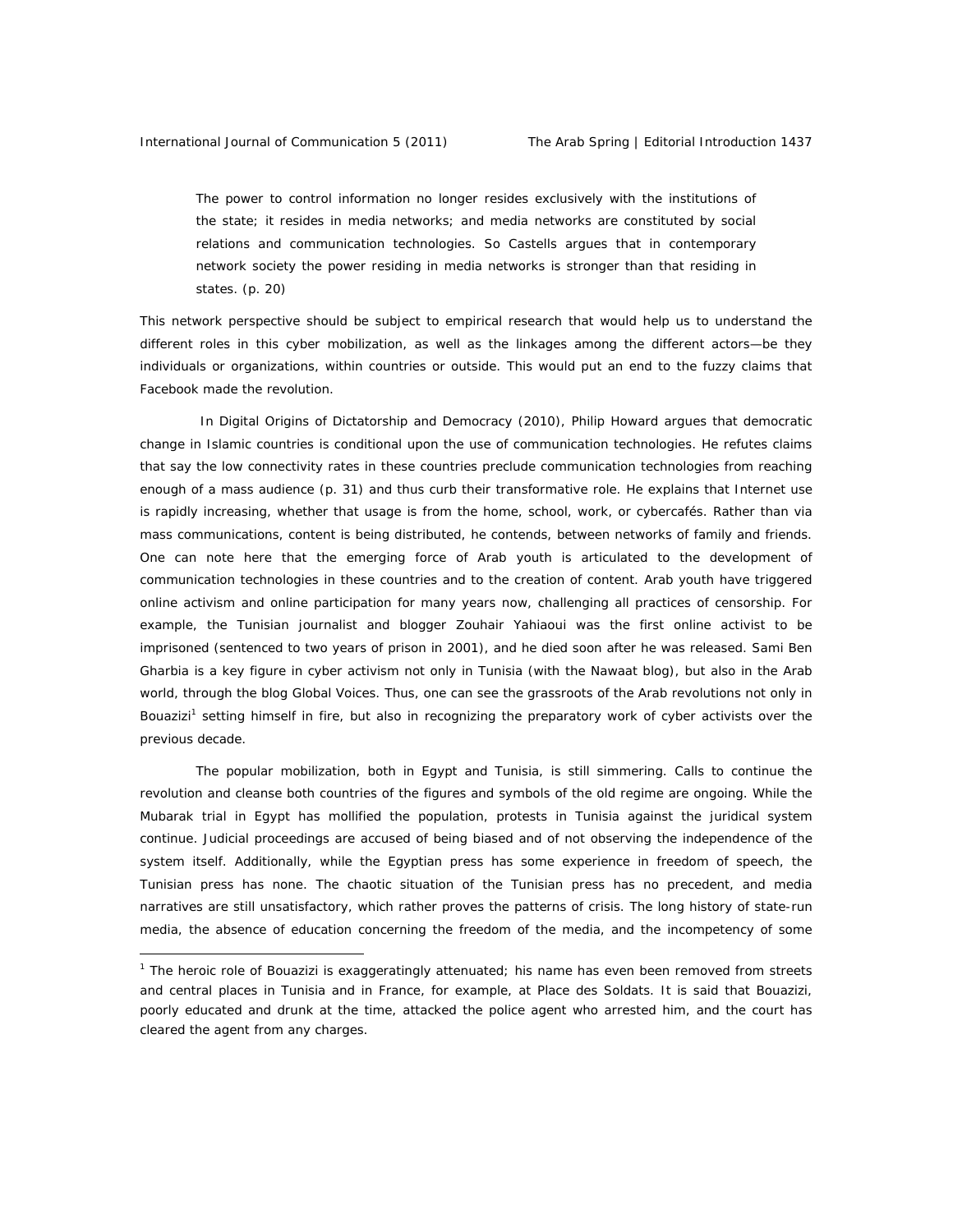> The power to control information no longer resides exclusively with the institutions of the state; it resides in media networks; and media networks are constituted by social relations and communication technologies. So Castells argues that in contemporary network society the power residing in media networks is stronger than that residing in states. (p. 20)

This network perspective should be subject to empirical research that would help us to understand the different roles in this cyber mobilization, as well as the linkages among the different actors—be they individuals or organizations, within countries or outside. This would put an end to the fuzzy claims that Facebook made the revolution.

In *Digital Origins of Dictatorship and Democracy* (2010), Philip Howard argues that democratic change in Islamic countries is conditional upon the use of communication technologies. He refutes claims that say the low connectivity rates in these countries preclude communication technologies from reaching enough of a mass audience (p. 31) and thus curb their transformative role. He explains that Internet use is rapidly increasing, whether that usage is from the home, school, work, or cybercafés. Rather than via mass communications, content is being distributed, he contends, between networks of family and friends. One can note here that the emerging force of Arab youth is articulated to the development of communication technologies in these countries and to the creation of content. Arab youth have triggered online activism and online participation for many years now, challenging all practices of censorship. For example, the Tunisian journalist and blogger Zouhair Yahiaoui was the first online activist to be imprisoned (sentenced to two years of prison in 2001), and he died soon after he was released. Sami Ben Gharbia is a key figure in cyber activism not only in Tunisia (with the Nawaat blog), but also in the Arab world, through the blog Global Voices. Thus, one can see the grassroots of the Arab revolutions not only in Bouazizi[1] setting himself in fire, but also in recognizing the preparatory work of cyber activists over the previous decade.

The popular mobilization, both in Egypt and Tunisia, is still simmering. Calls to continue the revolution and cleanse both countries of the figures and symbols of the old regime are ongoing. While the Mubarak trial in Egypt has mollified the population, protests in Tunisia against the juridical system continue. Judicial proceedings are accused of being biased and of not observing the independence of the system itself. Additionally, while the Egyptian press has some experience in freedom of speech, the Tunisian press has none. The chaotic situation of the Tunisian press has no precedent, and media narratives are still unsatisfactory, which rather proves the patterns of crisis. The long history of state-run media, the absence of education concerning the freedom of the media, and the incompetency of some

---

[1] The heroic role of Bouazizi is exaggeratingly attenuated; his name has even been removed from streets and central places in Tunisia and in France, for example, at Place des Soldats. It is said that Bouazizi, poorly educated and drunk at the time, attacked the police agent who arrested him, and the court has cleared the agent from any charges.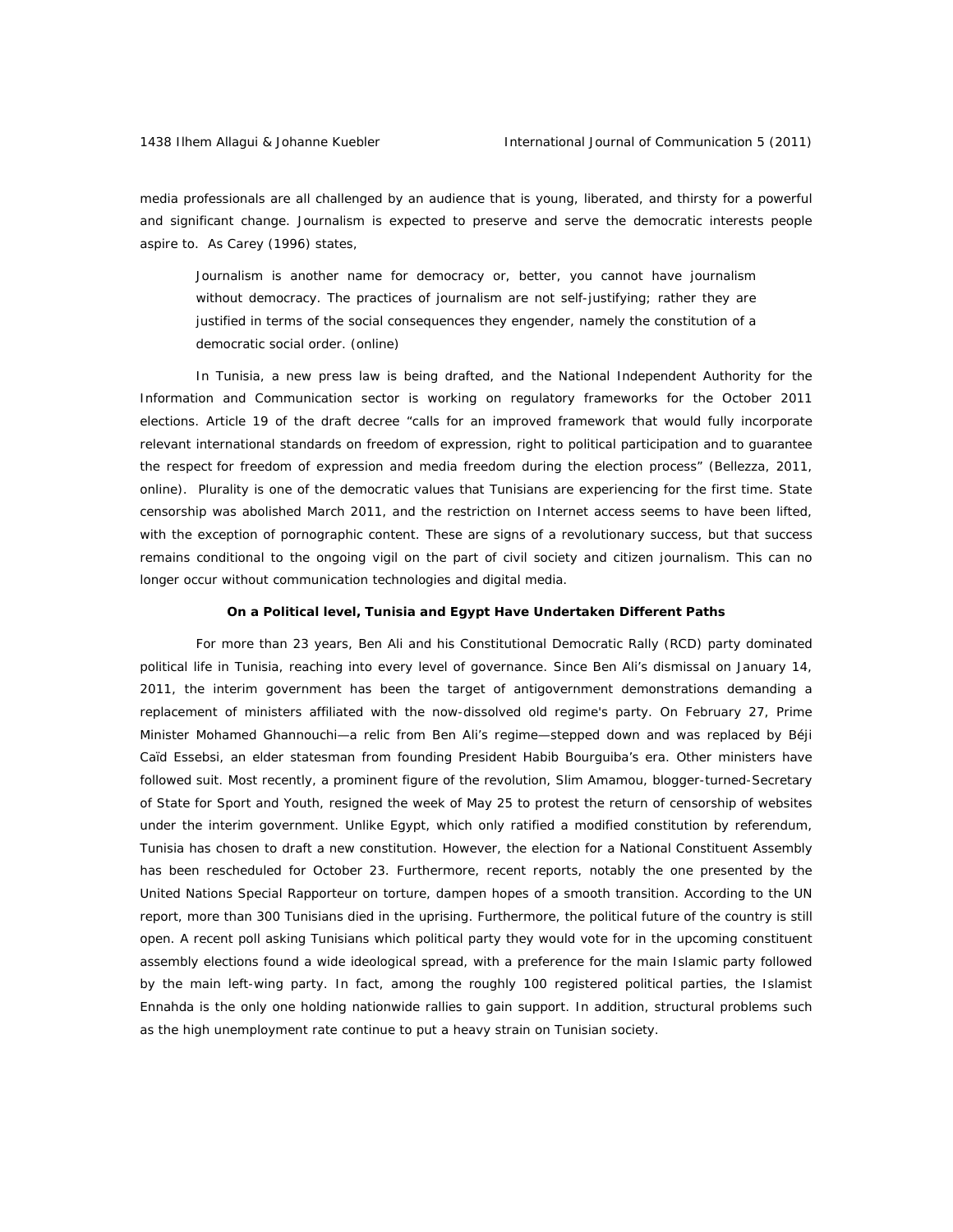media professionals are all challenged by an audience that is young, liberated, and thirsty for a powerful and significant change. Journalism is expected to preserve and serve the democratic interests people aspire to. As Carey (1996) states,

> Journalism is another name for democracy or, better, you cannot have journalism without democracy. The practices of journalism are not self-justifying; rather they are justified in terms of the social consequences they engender, namely the constitution of a democratic social order. (online)

In Tunisia, a new press law is being drafted, and the National Independent Authority for the Information and Communication sector is working on regulatory frameworks for the October 2011 elections. Article 19 of the draft decree "calls for an improved framework that would fully incorporate relevant international standards on freedom of expression, right to political participation and to guarantee the respect for freedom of expression and media freedom during the election process" (Bellezza, 2011, online). Plurality is one of the democratic values that Tunisians are experiencing for the first time. State censorship was abolished March 2011, and the restriction on Internet access seems to have been lifted, with the exception of pornographic content. These are signs of a revolutionary success, but that success remains conditional to the ongoing vigil on the part of civil society and citizen journalism. This can no longer occur without communication technologies and digital media.

**On a Political level, Tunisia and Egypt Have Undertaken Different Paths**

For more than 23 years, Ben Ali and his Constitutional Democratic Rally (RCD) party dominated political life in Tunisia, reaching into every level of governance. Since Ben Ali's dismissal on January 14, 2011, the interim government has been the target of antigovernment demonstrations demanding a replacement of ministers affiliated with the now-dissolved old regime's party. On February 27, Prime Minister Mohamed Ghannouchi—a relic from Ben Ali's regime—stepped down and was replaced by Béji Caïd Essebsi, an elder statesman from founding President Habib Bourguiba's era. Other ministers have followed suit. Most recently, a prominent figure of the revolution, Slim Amamou, blogger-turned-Secretary of State for Sport and Youth, resigned the week of May 25 to protest the return of censorship of websites under the interim government. Unlike Egypt, which only ratified a modified constitution by referendum, Tunisia has chosen to draft a new constitution. However, the election for a National Constituent Assembly has been rescheduled for October 23. Furthermore, recent reports, notably the one presented by the United Nations Special Rapporteur on torture, dampen hopes of a smooth transition. According to the UN report, more than 300 Tunisians died in the uprising. Furthermore, the political future of the country is still open. A recent poll asking Tunisians which political party they would vote for in the upcoming constituent assembly elections found a wide ideological spread, with a preference for the main Islamic party followed by the main left-wing party. In fact, among the roughly 100 registered political parties, the Islamist Ennahda is the only one holding nationwide rallies to gain support. In addition, structural problems such as the high unemployment rate continue to put a heavy strain on Tunisian society.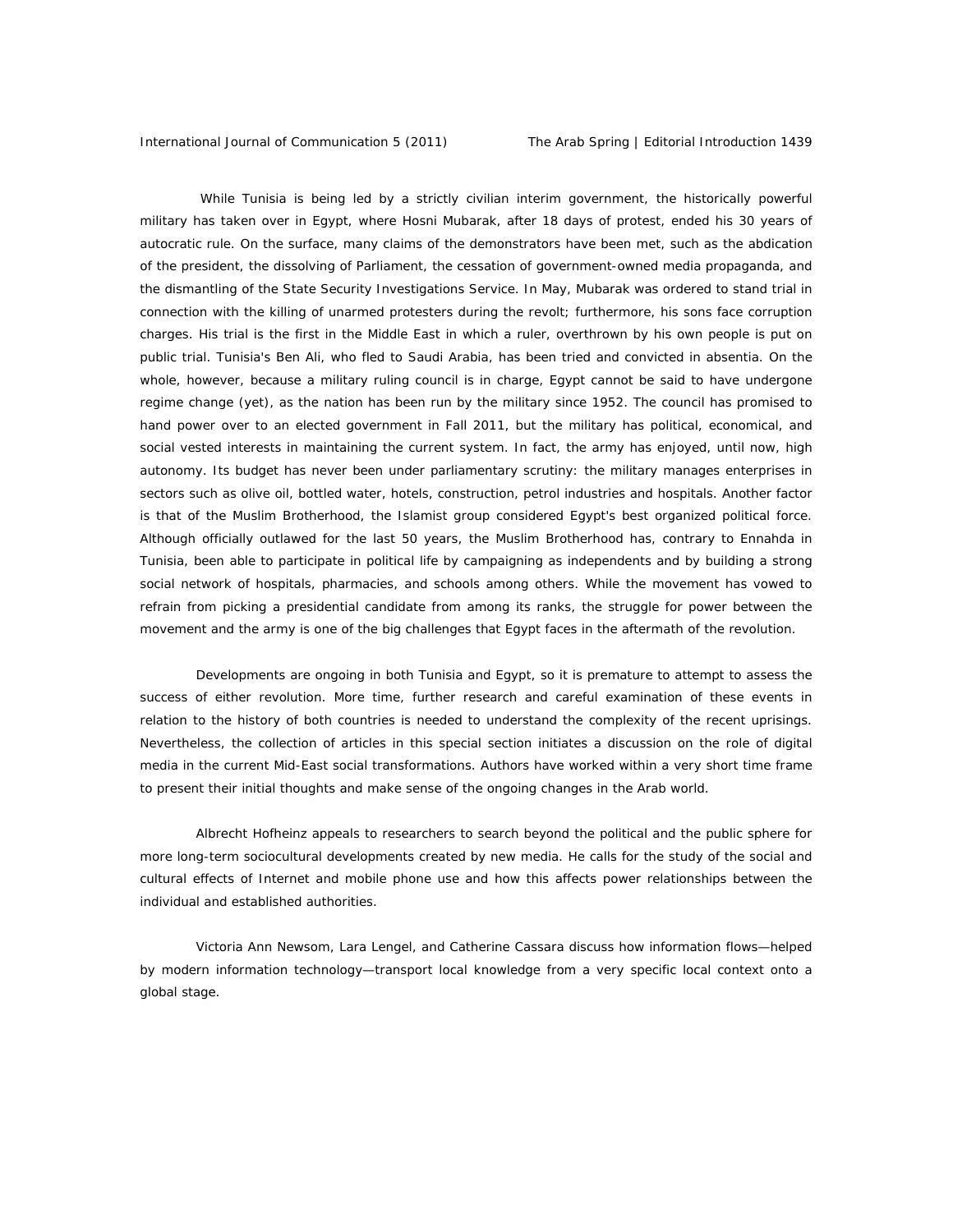While Tunisia is being led by a strictly civilian interim government, the historically powerful military has taken over in Egypt, where Hosni Mubarak, after 18 days of protest, ended his 30 years of autocratic rule. On the surface, many claims of the demonstrators have been met, such as the abdication of the president, the dissolving of Parliament, the cessation of government-owned media propaganda, and the dismantling of the State Security Investigations Service. In May, Mubarak was ordered to stand trial in connection with the killing of unarmed protesters during the revolt; furthermore, his sons face corruption charges. His trial is the first in the Middle East in which a ruler, overthrown by his own people is put on public trial. Tunisia's Ben Ali, who fled to Saudi Arabia, has been tried and convicted in absentia. On the whole, however, because a military ruling council is in charge, Egypt cannot be said to have undergone regime change (yet), as the nation has been run by the military since 1952. The council has promised to hand power over to an elected government in Fall 2011, but the military has political, economical, and social vested interests in maintaining the current system. In fact, the army has enjoyed, until now, high autonomy. Its budget has never been under parliamentary scrutiny: the military manages enterprises in sectors such as olive oil, bottled water, hotels, construction, petrol industries and hospitals. Another factor is that of the Muslim Brotherhood, the Islamist group considered Egypt's best organized political force. Although officially outlawed for the last 50 years, the Muslim Brotherhood has, contrary to Ennahda in Tunisia, been able to participate in political life by campaigning as independents and by building a strong social network of hospitals, pharmacies, and schools among others. While the movement has vowed to refrain from picking a presidential candidate from among its ranks, the struggle for power between the movement and the army is one of the big challenges that Egypt faces in the aftermath of the revolution.

Developments are ongoing in both Tunisia and Egypt, so it is premature to attempt to assess the success of either revolution. More time, further research and careful examination of these events in relation to the history of both countries is needed to understand the complexity of the recent uprisings. Nevertheless, the collection of articles in this special section initiates a discussion on the role of digital media in the current Mid-East social transformations. Authors have worked within a very short time frame to present their initial thoughts and make sense of the ongoing changes in the Arab world.

Albrecht Hofheinz appeals to researchers to search beyond the political and the public sphere for more long-term sociocultural developments created by new media. He calls for the study of the social and cultural effects of Internet and mobile phone use and how this affects power relationships between the individual and established authorities.

Victoria Ann Newsom, Lara Lengel, and Catherine Cassara discuss how information flows—helped by modern information technology—transport local knowledge from a very specific local context onto a global stage.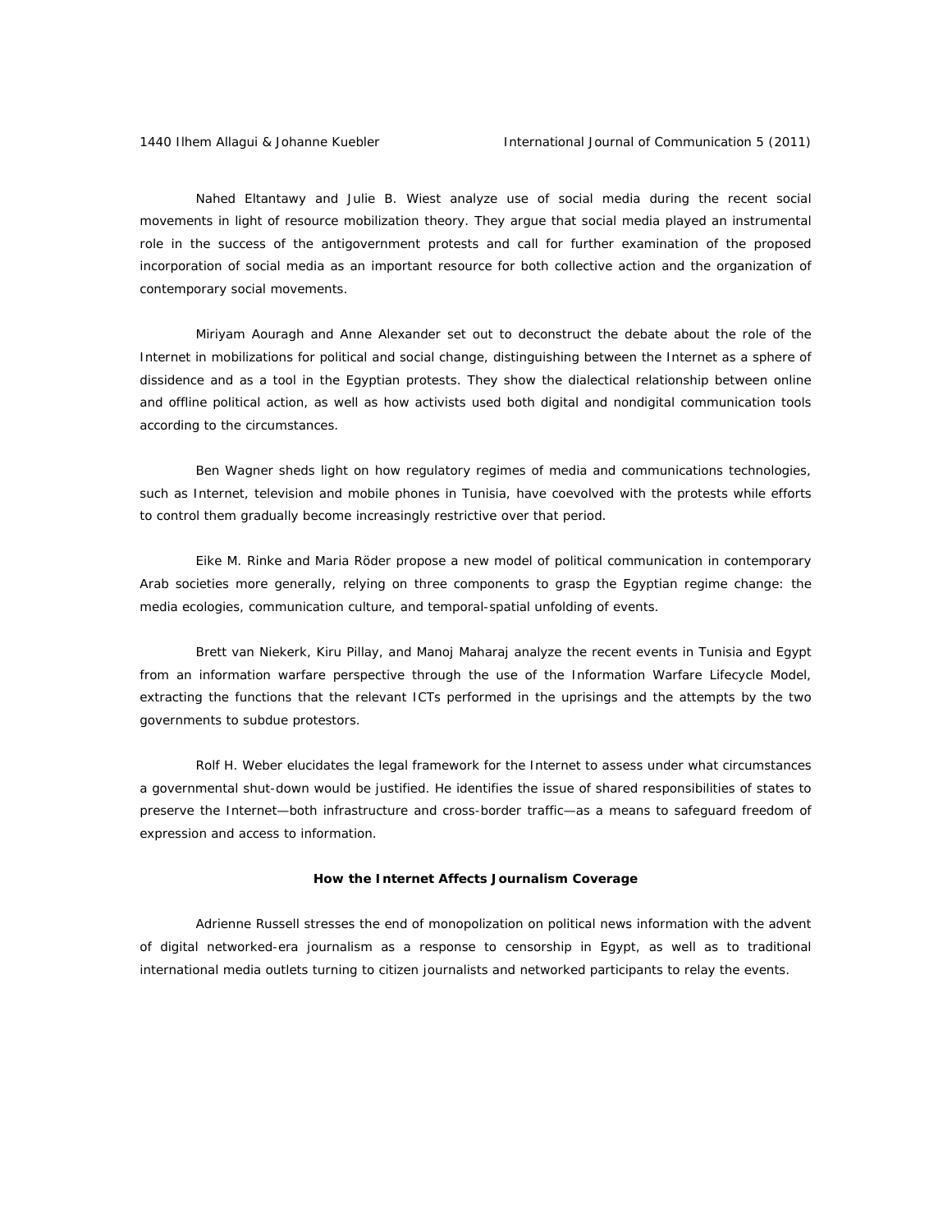Nahed Eltantawy and Julie B. Wiest analyze use of social media during the recent social movements in light of resource mobilization theory. They argue that social media played an instrumental role in the success of the antigovernment protests and call for further examination of the proposed incorporation of social media as an important resource for both collective action and the organization of contemporary social movements.

Miriyam Aouragh and Anne Alexander set out to deconstruct the debate about the role of the Internet in mobilizations for political and social change, distinguishing between the Internet as a sphere of dissidence and as a tool in the Egyptian protests. They show the dialectical relationship between online and offline political action, as well as how activists used both digital and nondigital communication tools according to the circumstances.

Ben Wagner sheds light on how regulatory regimes of media and communications technologies, such as Internet, television and mobile phones in Tunisia, have coevolved with the protests while efforts to control them gradually become increasingly restrictive over that period.

Eike M. Rinke and Maria Röder propose a new model of political communication in contemporary Arab societies more generally, relying on three components to grasp the Egyptian regime change: the media ecologies, communication culture, and temporal-spatial unfolding of events.

Brett van Niekerk, Kiru Pillay, and Manoj Maharaj analyze the recent events in Tunisia and Egypt from an information warfare perspective through the use of the Information Warfare Lifecycle Model, extracting the functions that the relevant ICTs performed in the uprisings and the attempts by the two governments to subdue protestors.

Rolf H. Weber elucidates the legal framework for the Internet to assess under what circumstances a governmental shut-down would be justified. He identifies the issue of shared responsibilities of states to preserve the Internet—both infrastructure and cross-border traffic—as a means to safeguard freedom of expression and access to information.

### How the Internet Affects Journalism Coverage

Adrienne Russell stresses the end of monopolization on political news information with the advent of digital networked-era journalism as a response to censorship in Egypt, as well as to traditional international media outlets turning to citizen journalists and networked participants to relay the events.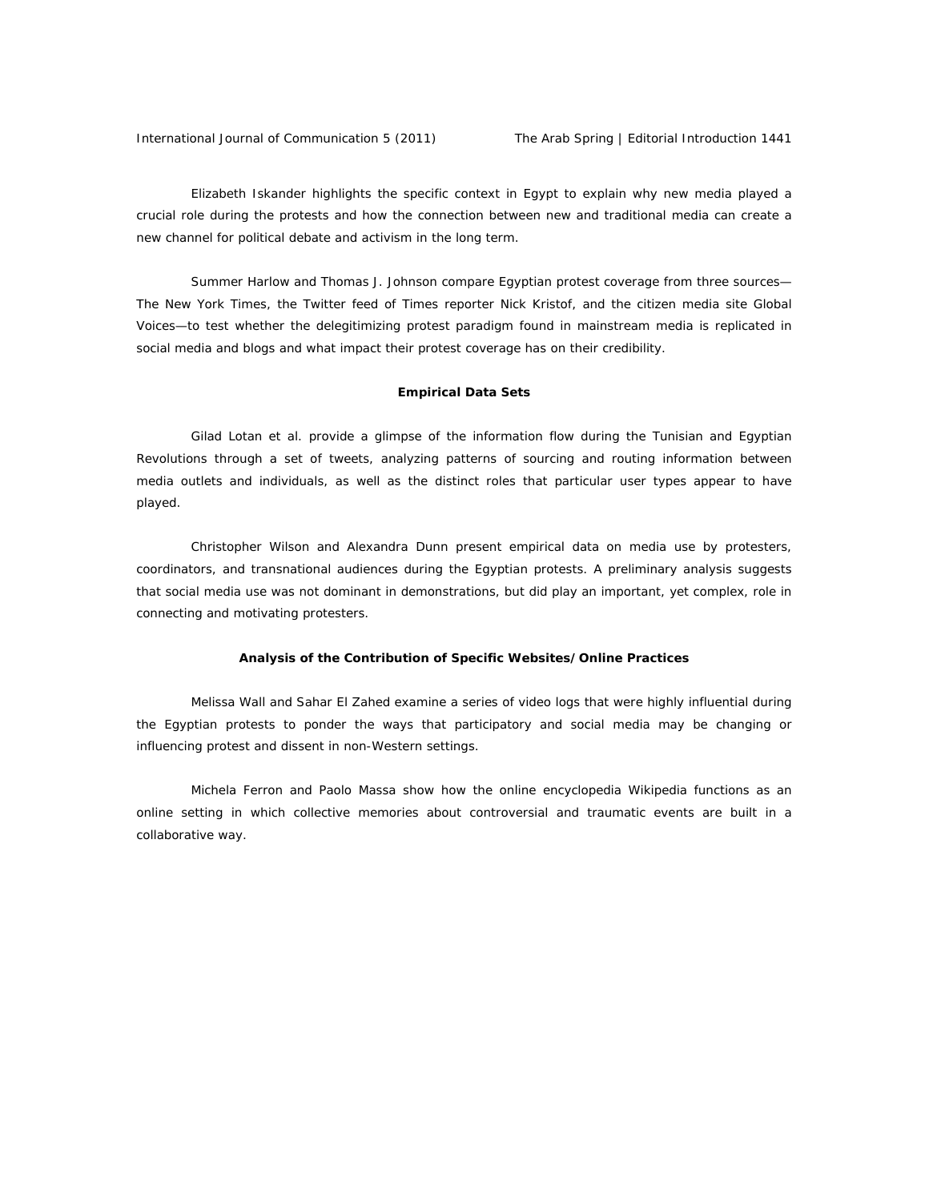Elizabeth Iskander highlights the specific context in Egypt to explain why new media played a crucial role during the protests and how the connection between new and traditional media can create a new channel for political debate and activism in the long term.

Summer Harlow and Thomas J. Johnson compare Egyptian protest coverage from three sources—The New York Times, the Twitter feed of Times reporter Nick Kristof, and the citizen media site Global Voices—to test whether the delegitimizing protest paradigm found in mainstream media is replicated in social media and blogs and what impact their protest coverage has on their credibility.

**Empirical Data Sets**

Gilad Lotan et al. provide a glimpse of the information flow during the Tunisian and Egyptian Revolutions through a set of tweets, analyzing patterns of sourcing and routing information between media outlets and individuals, as well as the distinct roles that particular user types appear to have played.

Christopher Wilson and Alexandra Dunn present empirical data on media use by protesters, coordinators, and transnational audiences during the Egyptian protests. A preliminary analysis suggests that social media use was not dominant in demonstrations, but did play an important, yet complex, role in connecting and motivating protesters.

**Analysis of the Contribution of Specific Websites/Online Practices**

Melissa Wall and Sahar El Zahed examine a series of video logs that were highly influential during the Egyptian protests to ponder the ways that participatory and social media may be changing or influencing protest and dissent in non-Western settings.

Michela Ferron and Paolo Massa show how the online encyclopedia Wikipedia functions as an online setting in which collective memories about controversial and traumatic events are built in a collaborative way.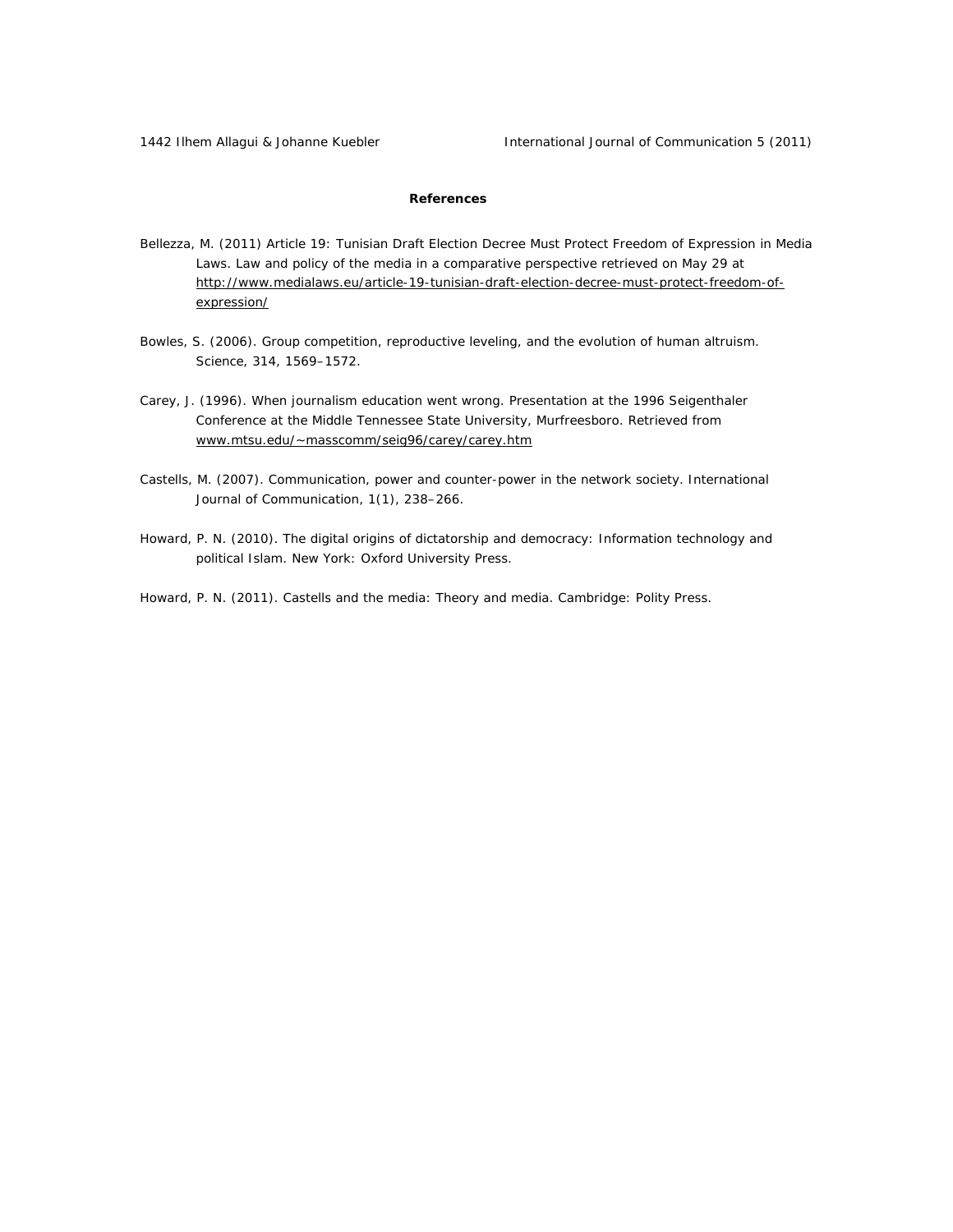**References**

Bellezza, M. (2011) Article 19: Tunisian Draft Election Decree Must Protect Freedom of Expression in Media Laws. Law and policy of the media in a comparative perspective retrieved on May 29 at http://www.medialaws.eu/article-19-tunisian-draft-election-decree-must-protect-freedom-of-expression/

Bowles, S. (2006). Group competition, reproductive leveling, and the evolution of human altruism. *Science*, 314, 1569–1572.

Carey, J. (1996). When journalism education went wrong. Presentation at the 1996 Seigenthaler Conference at the Middle Tennessee State University, Murfreesboro. Retrieved from www.mtsu.edu/~masscomm/seig96/carey/carey.htm

Castells, M. (2007). Communication, power and counter-power in the network society. *International Journal of Communication*, 1(1), 238–266.

Howard, P. N. (2010). *The digital origins of dictatorship and democracy: Information technology and political Islam*. New York: Oxford University Press.

Howard, P. N. (2011). *Castells and the media: Theory and media*. Cambridge: Polity Press.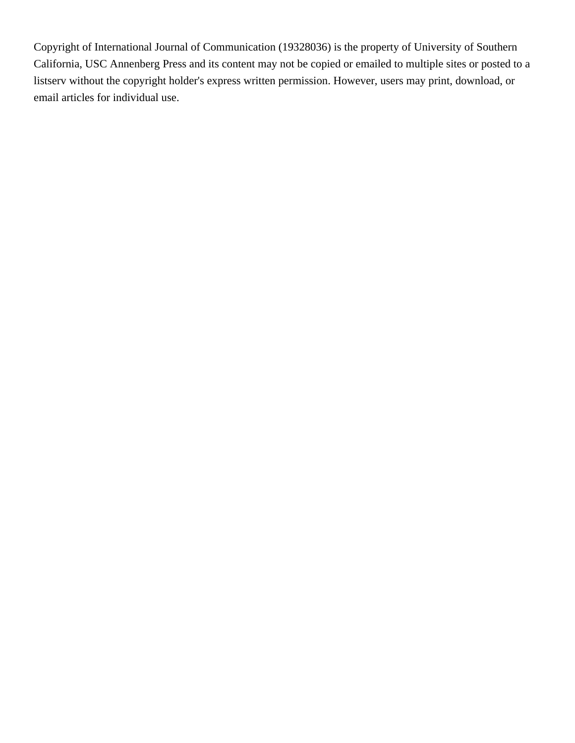Copyright of International Journal of Communication (19328036) is the property of University of Southern California, USC Annenberg Press and its content may not be copied or emailed to multiple sites or posted to a listserv without the copyright holder's express written permission. However, users may print, download, or email articles for individual use.